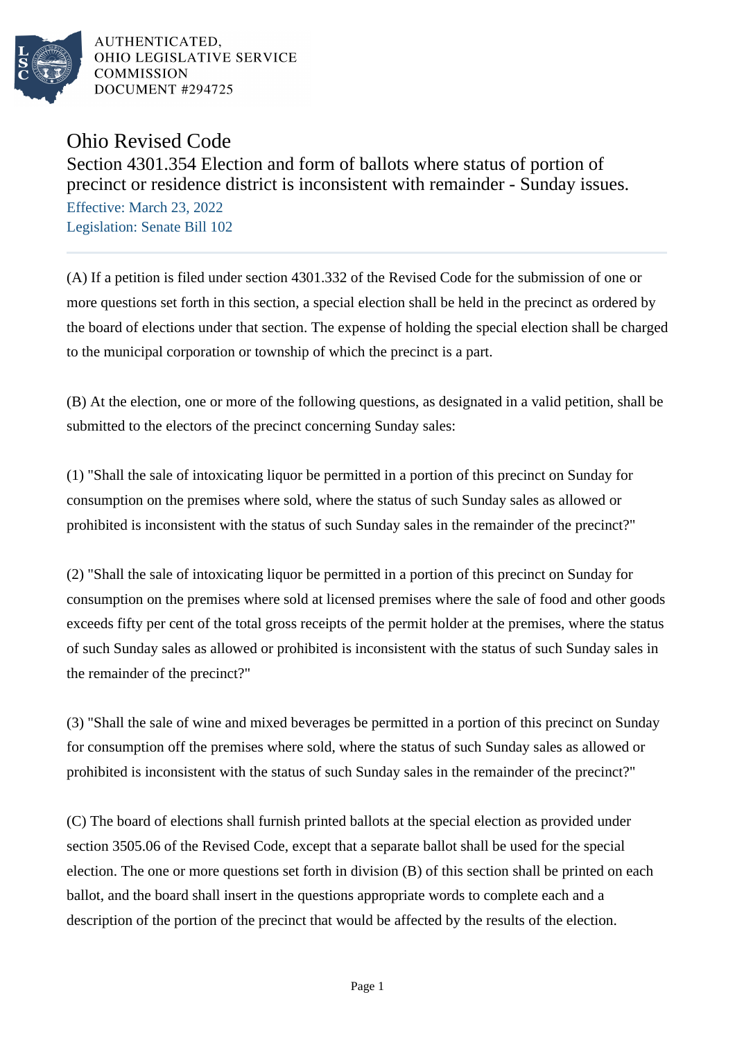AUTHENTICATED,
OHIO LEGISLATIVE SERVICE
COMMISSION
DOCUMENT #294725

# Ohio Revised Code

## Section 4301.354 Election and form of ballots where status of portion of precinct or residence district is inconsistent with remainder - Sunday issues.

Effective: March 23, 2022
Legislation: Senate Bill 102

---

(A) If a petition is filed under section 4301.332 of the Revised Code for the submission of one or more questions set forth in this section, a special election shall be held in the precinct as ordered by the board of elections under that section. The expense of holding the special election shall be charged to the municipal corporation or township of which the precinct is a part.

(B) At the election, one or more of the following questions, as designated in a valid petition, shall be submitted to the electors of the precinct concerning Sunday sales:

(1) "Shall the sale of intoxicating liquor be permitted in a portion of this precinct on Sunday for consumption on the premises where sold, where the status of such Sunday sales as allowed or prohibited is inconsistent with the status of such Sunday sales in the remainder of the precinct?"

(2) "Shall the sale of intoxicating liquor be permitted in a portion of this precinct on Sunday for consumption on the premises where sold at licensed premises where the sale of food and other goods exceeds fifty per cent of the total gross receipts of the permit holder at the premises, where the status of such Sunday sales as allowed or prohibited is inconsistent with the status of such Sunday sales in the remainder of the precinct?"

(3) "Shall the sale of wine and mixed beverages be permitted in a portion of this precinct on Sunday for consumption off the premises where sold, where the status of such Sunday sales as allowed or prohibited is inconsistent with the status of such Sunday sales in the remainder of the precinct?"

(C) The board of elections shall furnish printed ballots at the special election as provided under section 3505.06 of the Revised Code, except that a separate ballot shall be used for the special election. The one or more questions set forth in division (B) of this section shall be printed on each ballot, and the board shall insert in the questions appropriate words to complete each and a description of the portion of the precinct that would be affected by the results of the election.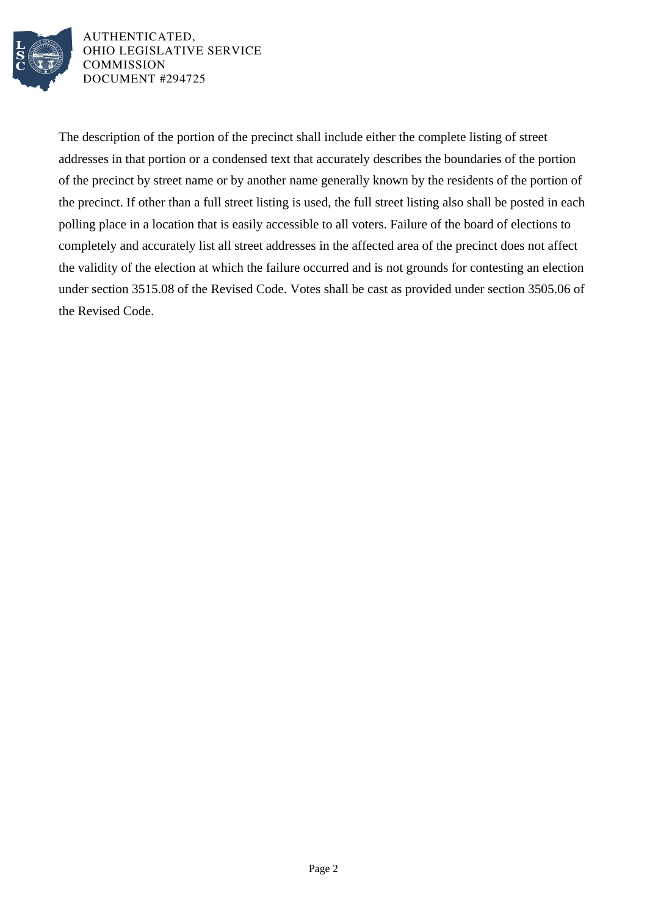The description of the portion of the precinct shall include either the complete listing of street addresses in that portion or a condensed text that accurately describes the boundaries of the portion of the precinct by street name or by another name generally known by the residents of the portion of the precinct. If other than a full street listing is used, the full street listing also shall be posted in each polling place in a location that is easily accessible to all voters. Failure of the board of elections to completely and accurately list all street addresses in the affected area of the precinct does not affect the validity of the election at which the failure occurred and is not grounds for contesting an election under section 3515.08 of the Revised Code. Votes shall be cast as provided under section 3505.06 of the Revised Code.